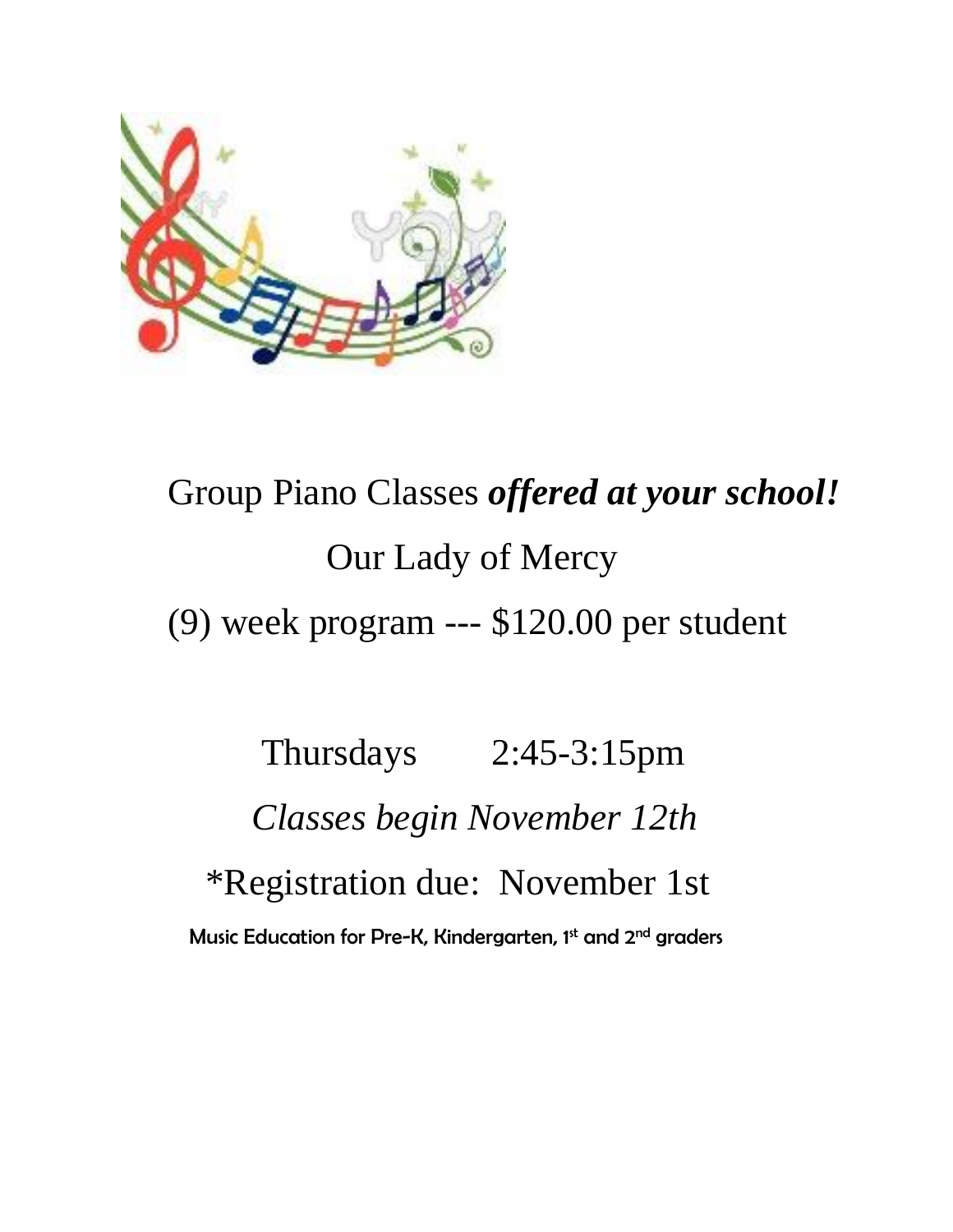Group Piano Classes ***offered at your school!***

Our Lady of Mercy

(9) week program --- $120.00 per student

Thursdays 2:45-3:15pm

*Classes begin November 12th*

*Registration due: November 1st

Music Education for Pre-K, Kindergarten, 1st and 2nd graders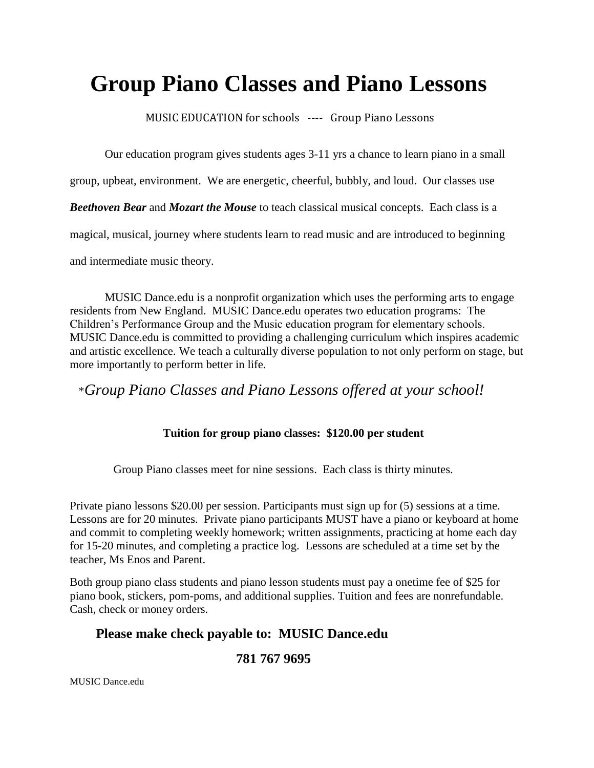# Group Piano Classes and Piano Lessons

MUSIC EDUCATION for schools ---- Group Piano Lessons

Our education program gives students ages 3-11 yrs a chance to learn piano in a small group, upbeat, environment. We are energetic, cheerful, bubbly, and loud. Our classes use ***Beethoven Bear*** and ***Mozart the Mouse*** to teach classical musical concepts. Each class is a magical, musical, journey where students learn to read music and are introduced to beginning and intermediate music theory.

MUSIC Dance.edu is a nonprofit organization which uses the performing arts to engage residents from New England. MUSIC Dance.edu operates two education programs: The Children's Performance Group and the Music education program for elementary schools. MUSIC Dance.edu is committed to providing a challenging curriculum which inspires academic and artistic excellence. We teach a culturally diverse population to not only perform on stage, but more importantly to perform better in life.

*\*Group Piano Classes and Piano Lessons offered at your school!*

**Tuition for group piano classes: $120.00 per student**

Group Piano classes meet for nine sessions. Each class is thirty minutes.

Private piano lessons $20.00 per session. Participants must sign up for (5) sessions at a time. Lessons are for 20 minutes. Private piano participants MUST have a piano or keyboard at home and commit to completing weekly homework; written assignments, practicing at home each day for 15-20 minutes, and completing a practice log. Lessons are scheduled at a time set by the teacher, Ms Enos and Parent.

Both group piano class students and piano lesson students must pay a onetime fee of $25 for piano book, stickers, pom-poms, and additional supplies. Tuition and fees are nonrefundable. Cash, check or money orders.

**Please make check payable to: MUSIC Dance.edu**

**781 767 9695**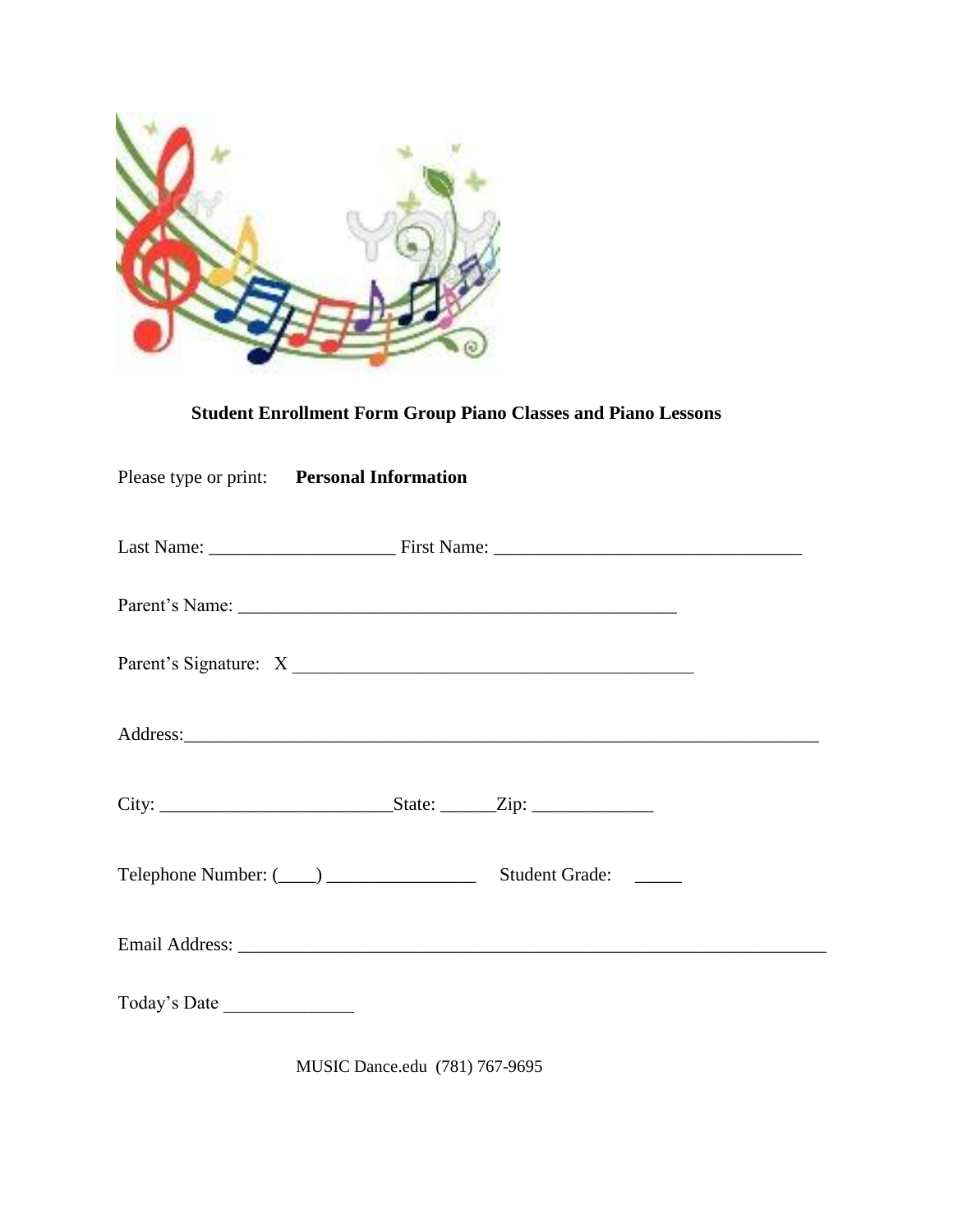**Student Enrollment Form Group Piano Classes and Piano Lessons**

Please type or print: **Personal Information**

Last Name: ____________________ First Name: _________________________________

Parent's Name: _______________________________________________

Parent's Signature: X ___________________________________________

Address:_____________________________________________________________________

City: _________________________State: ______Zip: _____________

Telephone Number: (____) ________________ Student Grade: _____

Email Address: _______________________________________________________________

Today's Date ______________

MUSIC Dance.edu (781) 767-9695